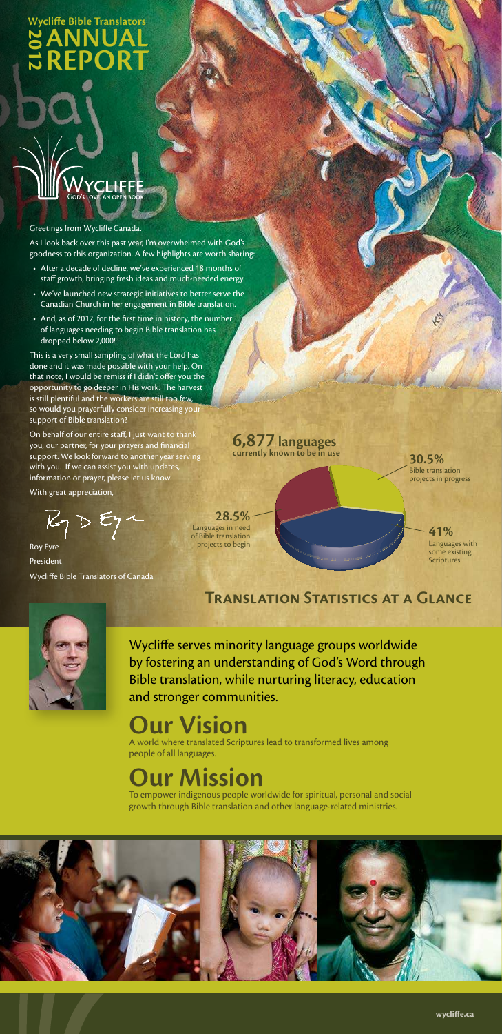# Wycliffe Bible Translators 2012 ANNUAL REPORT

WYCLIFFE
God's love. An open book.

Greetings from Wycliffe Canada.

As I look back over this past year, I'm overwhelmed with God's goodness to this organization. A few highlights are worth sharing:

- After a decade of decline, we've experienced 18 months of staff growth, bringing fresh ideas and much-needed energy.
- We've launched new strategic initiatives to better serve the Canadian Church in her engagement in Bible translation.
- And, as of 2012, for the first time in history, the number of languages needing to begin Bible translation has dropped below 2,000!

This is a very small sampling of what the Lord has done and it was made possible with your help. On that note, I would be remiss if I didn't offer you the opportunity to go deeper in His work. The harvest is still plentiful and the workers are still too few, so would you prayerfully consider increasing your support of Bible translation?

On behalf of our entire staff, I just want to thank you, our partner, for your prayers and financial support. We look forward to another year serving with you. If we can assist you with updates, information or prayer, please let us know.

With great appreciation,

Roy Eyre
President
Wycliffe Bible Translators of Canada

## Translation Statistics at a Glance

**6,877 languages** currently known to be in use

- **30.5%** Bible translation projects in progress
- **28.5%** Languages in need of Bible translation projects to begin
- **41%** Languages with some existing Scriptures

Wycliffe serves minority language groups worldwide by fostering an understanding of God's Word through Bible translation, while nurturing literacy, education and stronger communities.

# Our Vision

A world where translated Scriptures lead to transformed lives among people of all languages.

# Our Mission

To empower indigenous people worldwide for spiritual, personal and social growth through Bible translation and other language-related ministries.

wycliffe.ca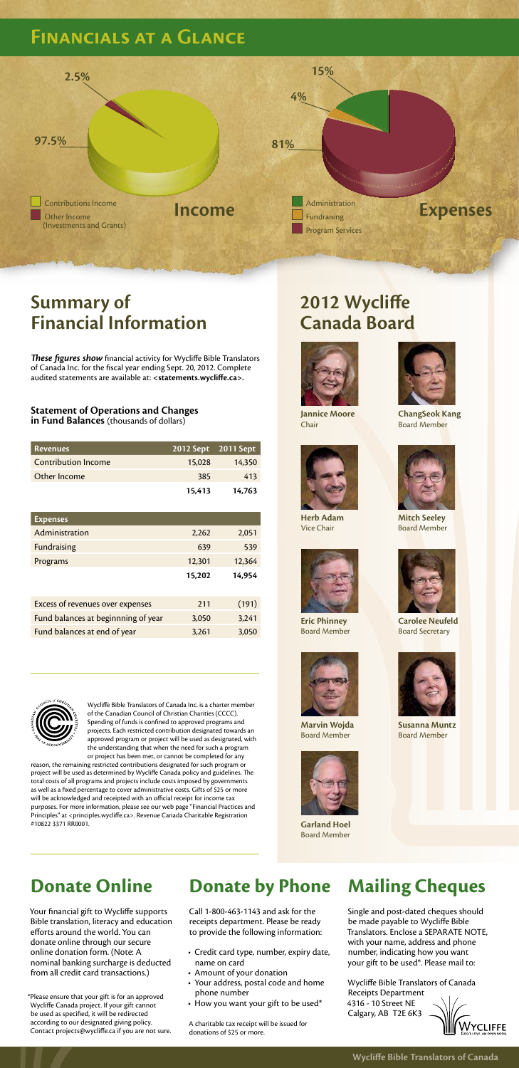# Financials at a Glance

2.5%

97.5%

Contributions Income

Other Income (Investments and Grants)

Income

15%

4%

81%

Administration

Fundraising

Program Services

Expenses

## Summary of Financial Information

***These figures show*** financial activity for Wycliffe Bible Translators of Canada Inc. for the fiscal year ending Sept. 20, 2012. Complete audited statements are available at: **<statements.wycliffe.ca>.**

### Statement of Operations and Changes in Fund Balances (thousands of dollars)

| Revenues | 2012 Sept | 2011 Sept |
|---|---|---|
| Contribution Income | 15,028 | 14,350 |
| Other Income | 385 | 413 |
| | **15,413** | **14,763** |

| Expenses | | |
|---|---|---|
| Administration | 2,262 | 2,051 |
| Fundraising | 639 | 539 |
| Programs | 12,301 | 12,364 |
| | **15,202** | **14,954** |

| | | |
|---|---|---|
| Excess of revenues over expenses | 211 | (191) |
| Fund balances at beginnning of year | 3,050 | 3,241 |
| Fund balances at end of year | 3,261 | 3,050 |

Wycliffe Bible Translators of Canada Inc. is a charter member of the Canadian Council of Christian Charities (CCCC). Spending of funds is confined to approved programs and projects. Each restricted contribution designated towards an approved program or project will be used as designated, with the understanding that when the need for such a program or project has been met, or cannot be completed for any reason, the remaining restricted contributions designated for such program or project will be used as determined by Wycliffe Canada policy and guidelines. The total costs of all programs and projects include costs imposed by governments as well as a fixed percentage to cover administrative costs. Gifts of $25 or more will be acknowledged and receipted with an official receipt for income tax purposes. For more information, please see our web page "Financial Practices and Principles" at <principles.wycliffe.ca>. Revenue Canada Charitable Registration #10822 3371 RR0001.

## 2012 Wycliffe Canada Board

**Jannice Moore**
Chair

**ChangSeok Kang**
Board Member

**Herb Adam**
Vice Chair

**Mitch Seeley**
Board Member

**Eric Phinney**
Board Member

**Carolee Neufeld**
Board Secretary

**Marvin Wojda**
Board Member

**Susanna Muntz**
Board Member

**Garland Hoel**
Board Member

## Donate Online

Your financial gift to Wycliffe supports Bible translation, literacy and education efforts around the world. You can donate online through our secure online donation form. (Note: A nominal banking surcharge is deducted from all credit card transactions.)

*Please ensure that your gift is for an approved Wycliffe Canada project. If your gift cannot be used as specified, it will be redirected according to our designated giving policy. Contact projects@wycliffe.ca if you are not sure.

## Donate by Phone

Call 1-800-463-1143 and ask for the receipts department. Please be ready to provide the following information:

- Credit card type, number, expiry date, name on card
- Amount of your donation
- Your address, postal code and home phone number
- How you want your gift to be used*

A charitable tax receipt will be issued for donations of $25 or more.

## Mailing Cheques

Single and post-dated cheques should be made payable to Wycliffe Bible Translators. Enclose a SEPARATE NOTE, with your name, address and phone number, indicating how you want your gift to be used*. Please mail to:

Wycliffe Bible Translators of Canada
Receipts Department
4316 - 10 Street NE
Calgary, AB T2E 6K3

Wycliffe Bible Translators of Canada